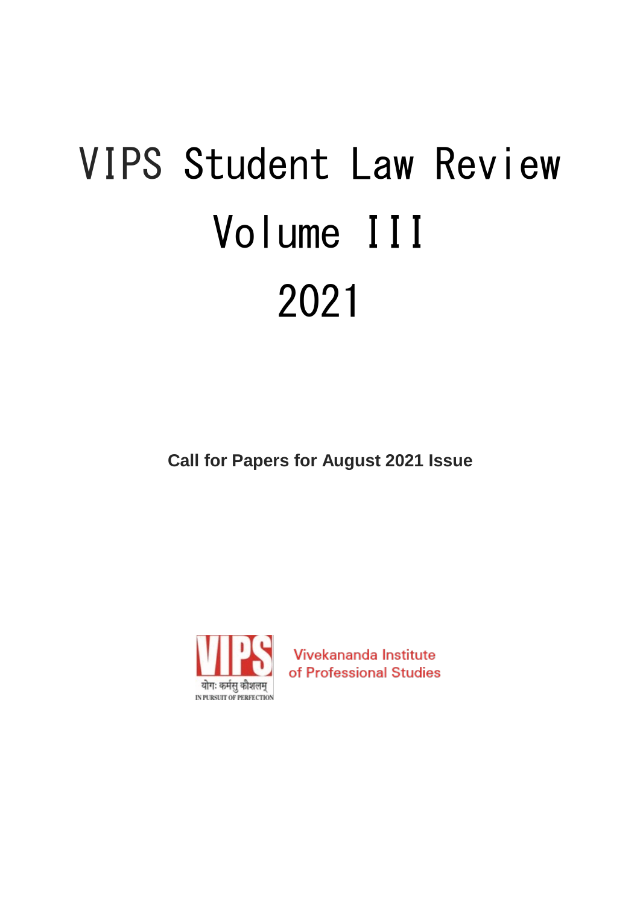# VIPS Student Law Review
# Volume III
# 2021

**Call for Papers for August 2021 Issue**

VIPS
योगः कर्मसु कौशलम्
IN PURSUIT OF PERFECTION

Vivekananda Institute
of Professional Studies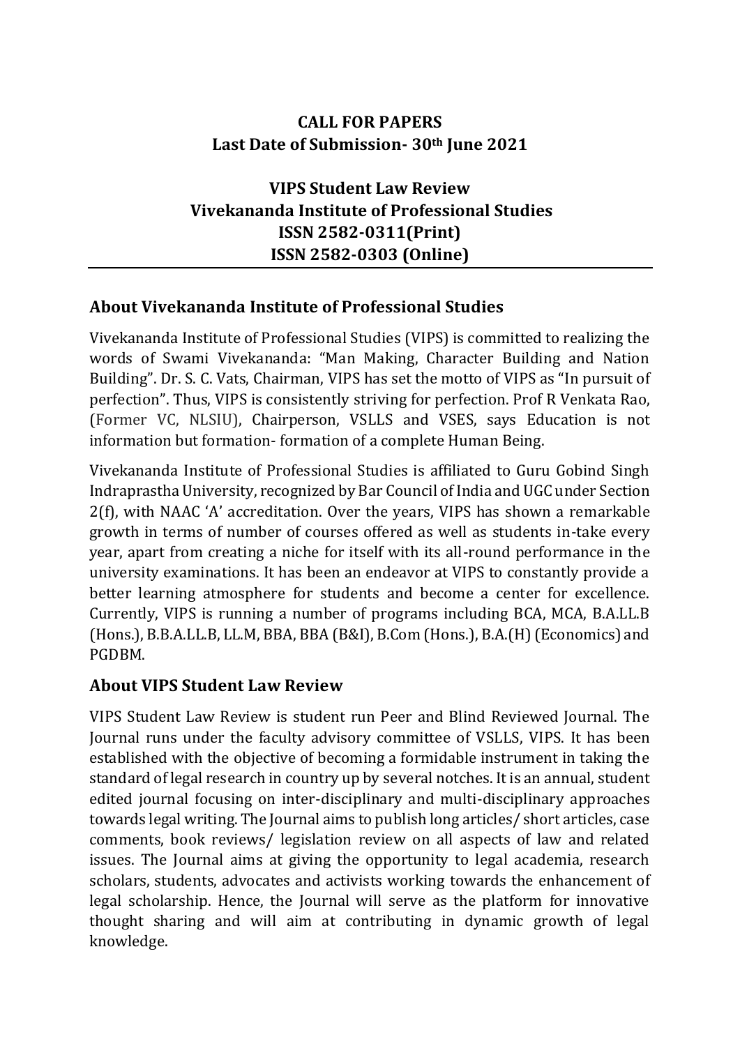**CALL FOR PAPERS**
**Last Date of Submission- 30th June 2021**

**VIPS Student Law Review**
**Vivekananda Institute of Professional Studies**
**ISSN 2582-0311(Print)**
**ISSN 2582-0303 (Online)**

## About Vivekananda Institute of Professional Studies

Vivekananda Institute of Professional Studies (VIPS) is committed to realizing the words of Swami Vivekananda: "Man Making, Character Building and Nation Building". Dr. S. C. Vats, Chairman, VIPS has set the motto of VIPS as "In pursuit of perfection". Thus, VIPS is consistently striving for perfection. Prof R Venkata Rao, (Former VC, NLSIU), Chairperson, VSLLS and VSES, says Education is not information but formation- formation of a complete Human Being.

Vivekananda Institute of Professional Studies is affiliated to Guru Gobind Singh Indraprastha University, recognized by Bar Council of India and UGC under Section 2(f), with NAAC 'A' accreditation. Over the years, VIPS has shown a remarkable growth in terms of number of courses offered as well as students in-take every year, apart from creating a niche for itself with its all-round performance in the university examinations. It has been an endeavor at VIPS to constantly provide a better learning atmosphere for students and become a center for excellence. Currently, VIPS is running a number of programs including BCA, MCA, B.A.LL.B (Hons.), B.B.A.LL.B, LL.M, BBA, BBA (B&I), B.Com (Hons.), B.A.(H) (Economics) and PGDBM.

## About VIPS Student Law Review

VIPS Student Law Review is student run Peer and Blind Reviewed Journal. The Journal runs under the faculty advisory committee of VSLLS, VIPS. It has been established with the objective of becoming a formidable instrument in taking the standard of legal research in country up by several notches. It is an annual, student edited journal focusing on inter-disciplinary and multi-disciplinary approaches towards legal writing. The Journal aims to publish long articles/ short articles, case comments, book reviews/ legislation review on all aspects of law and related issues. The Journal aims at giving the opportunity to legal academia, research scholars, students, advocates and activists working towards the enhancement of legal scholarship. Hence, the Journal will serve as the platform for innovative thought sharing and will aim at contributing in dynamic growth of legal knowledge.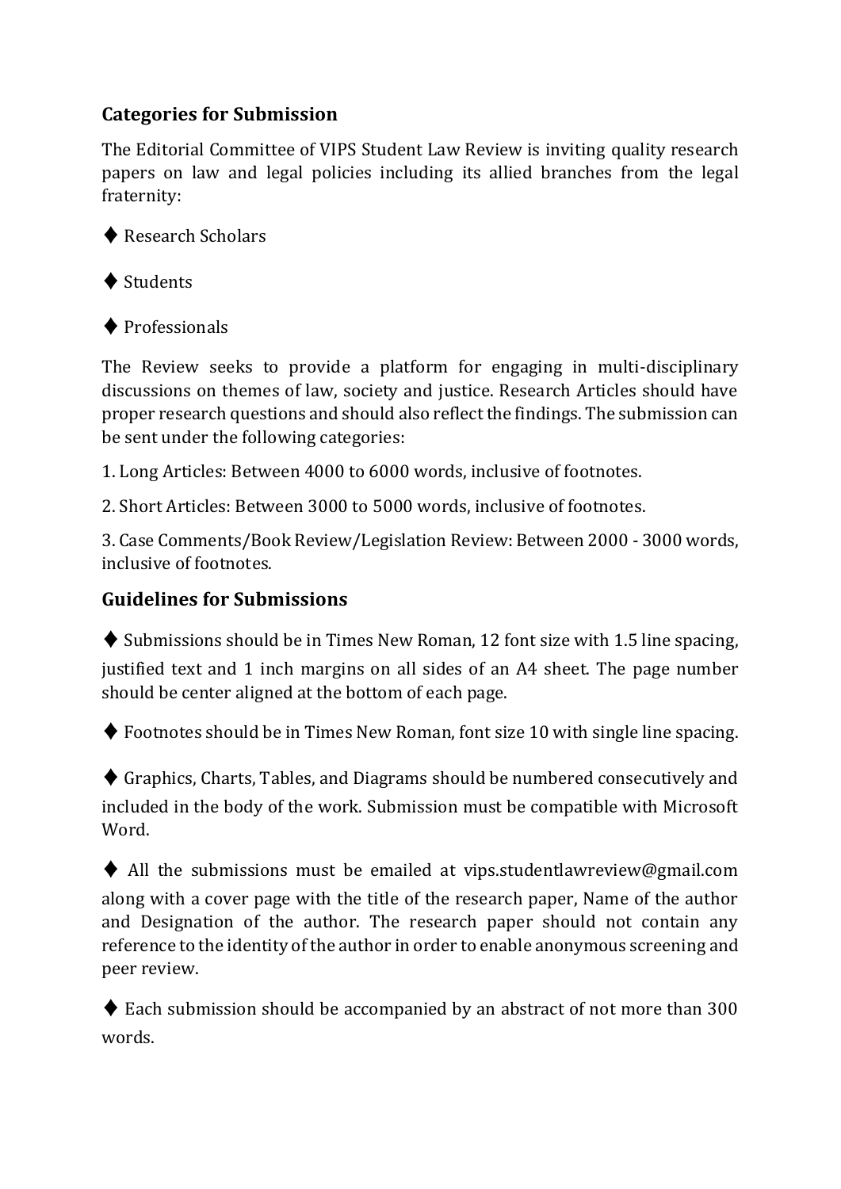## Categories for Submission

The Editorial Committee of VIPS Student Law Review is inviting quality research papers on law and legal policies including its allied branches from the legal fraternity:

♦ Research Scholars

♦ Students

♦ Professionals

The Review seeks to provide a platform for engaging in multi-disciplinary discussions on themes of law, society and justice. Research Articles should have proper research questions and should also reflect the findings. The submission can be sent under the following categories:

1. Long Articles: Between 4000 to 6000 words, inclusive of footnotes.

2. Short Articles: Between 3000 to 5000 words, inclusive of footnotes.

3. Case Comments/Book Review/Legislation Review: Between 2000 - 3000 words, inclusive of footnotes.

## Guidelines for Submissions

♦ Submissions should be in Times New Roman, 12 font size with 1.5 line spacing, justified text and 1 inch margins on all sides of an A4 sheet. The page number should be center aligned at the bottom of each page.

♦ Footnotes should be in Times New Roman, font size 10 with single line spacing.

♦ Graphics, Charts, Tables, and Diagrams should be numbered consecutively and included in the body of the work. Submission must be compatible with Microsoft Word.

♦ All the submissions must be emailed at vips.studentlawreview@gmail.com along with a cover page with the title of the research paper, Name of the author and Designation of the author. The research paper should not contain any reference to the identity of the author in order to enable anonymous screening and peer review.

♦ Each submission should be accompanied by an abstract of not more than 300 words.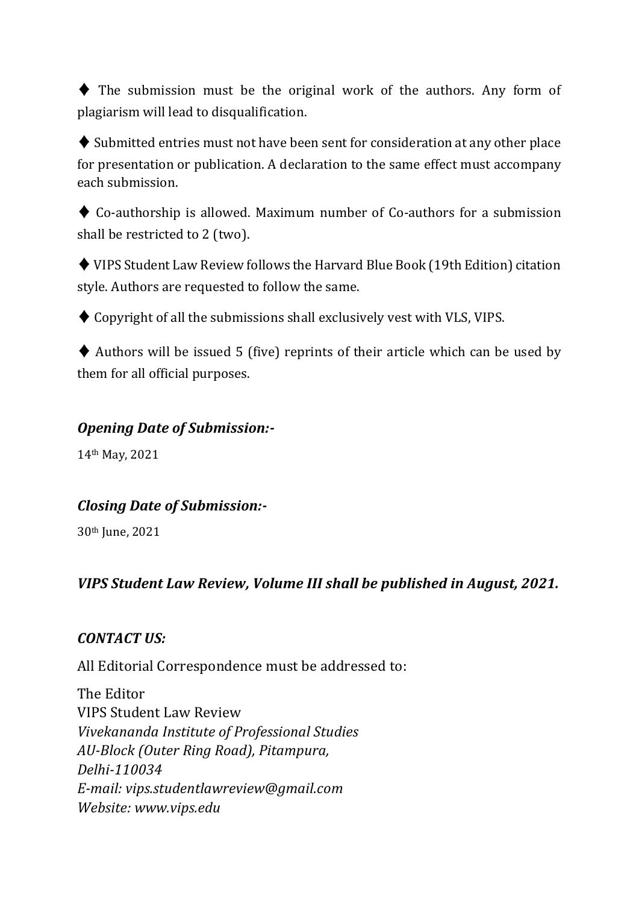♦ The submission must be the original work of the authors. Any form of plagiarism will lead to disqualification.

♦ Submitted entries must not have been sent for consideration at any other place for presentation or publication. A declaration to the same effect must accompany each submission.

♦ Co-authorship is allowed. Maximum number of Co-authors for a submission shall be restricted to 2 (two).

♦ VIPS Student Law Review follows the Harvard Blue Book (19th Edition) citation style. Authors are requested to follow the same.

♦ Copyright of all the submissions shall exclusively vest with VLS, VIPS.

♦ Authors will be issued 5 (five) reprints of their article which can be used by them for all official purposes.

### ***Opening Date of Submission:-***

14th May, 2021

### ***Closing Date of Submission:-***

30th June, 2021

### ***VIPS Student Law Review, Volume III shall be published in August, 2021.***

### ***CONTACT US:***

All Editorial Correspondence must be addressed to:

The Editor
VIPS Student Law Review
*Vivekananda Institute of Professional Studies*
*AU-Block (Outer Ring Road), Pitampura,*
*Delhi-110034*
*E-mail: vips.studentlawreview@gmail.com*
*Website: www.vips.edu*